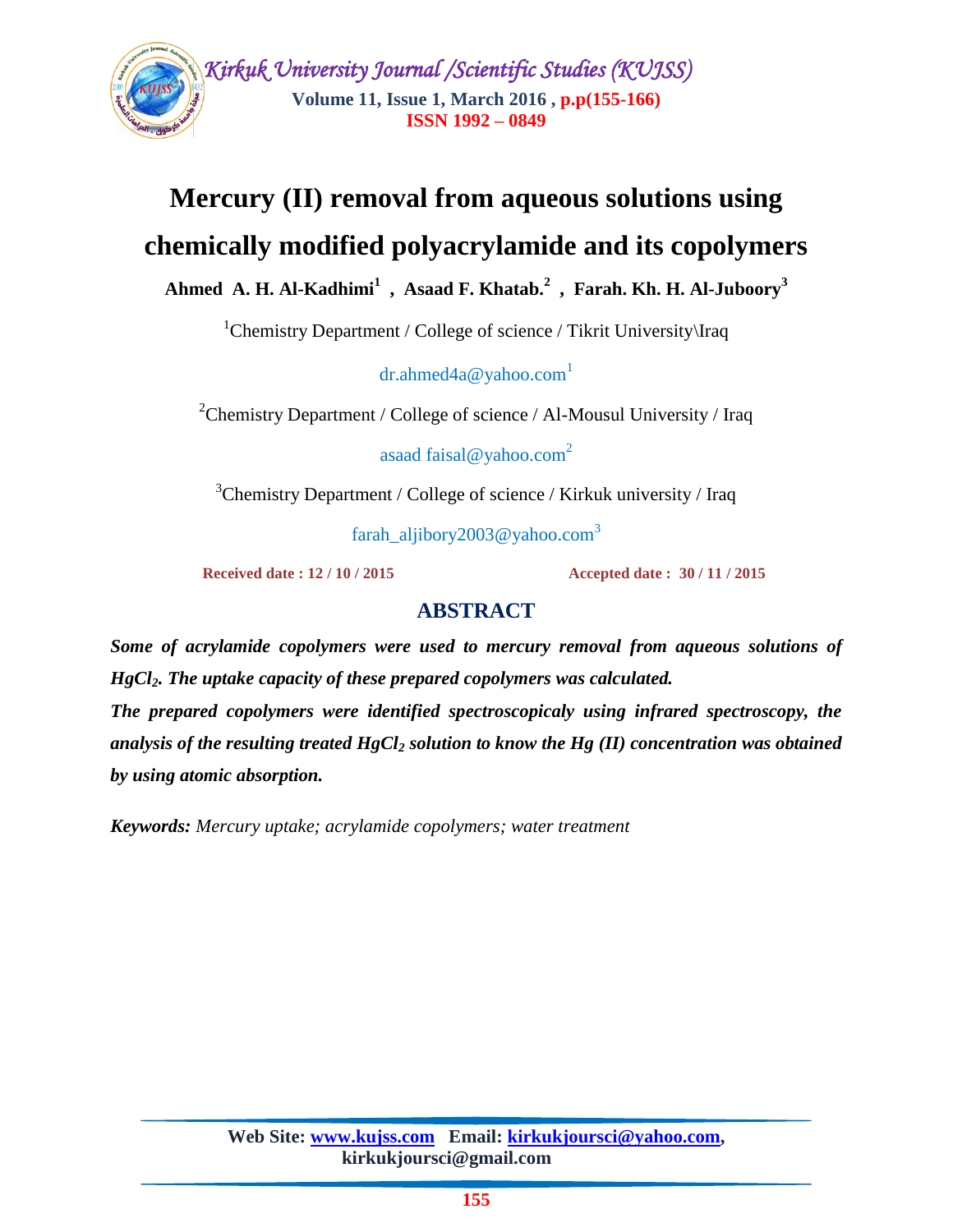# Mercury (II) removal from aqueous solutions using chemically modified polyacrylamide and its copolymers

**Ahmed A. H. Al-Kadhimi[1] , Asaad F. Khatab.[2] , Farah. Kh. H. Al-Juboory[3]**

[1]Chemistry Department / College of science / Tikrit University\Iraq

dr.ahmed4a@yahoo.com[1]

[2]Chemistry Department / College of science / Al-Mousul University / Iraq

asaad faisal@yahoo.com[2]

[3]Chemistry Department / College of science / Kirkuk university / Iraq

farah_aljibory2003@yahoo.com[3]

**Received date : 12 / 10 / 2015** **Accepted date : 30 / 11 / 2015**

## ABSTRACT

***Some of acrylamide copolymers were used to mercury removal from aqueous solutions of $HgCl_2$. The uptake capacity of these prepared copolymers was calculated.***

***The prepared copolymers were identified spectroscopicaly using infrared spectroscopy, the analysis of the resulting treated $HgCl_2$ solution to know the Hg (II) concentration was obtained by using atomic absorption.***

***Keywords:*** *Mercury uptake; acrylamide copolymers; water treatment*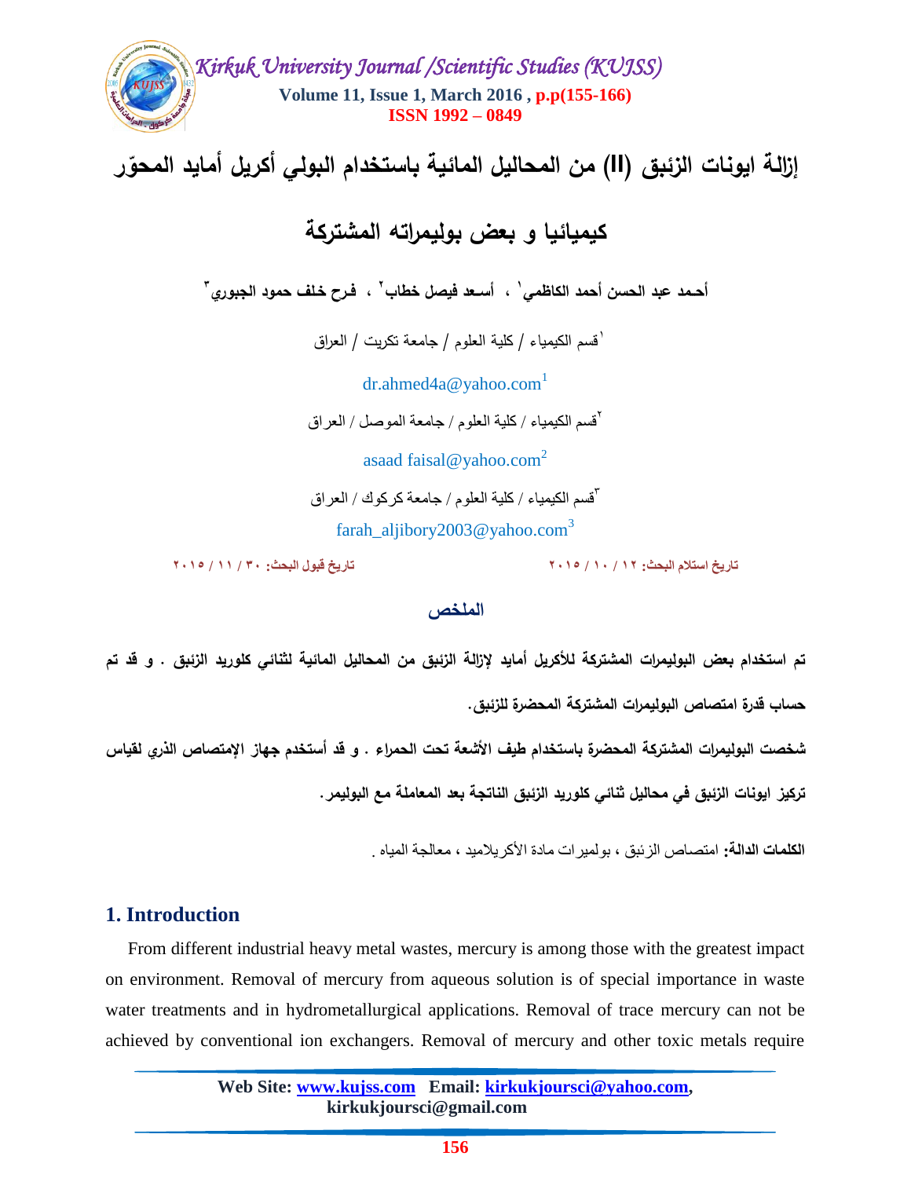# إزالة ايونات الزئبق (II) من المحاليل المائية باستخدام البولي أكريل أمايد المحوّر كيميائيا و بعض بوليمراته المشتركة

**أحمد عبد الحسن أحمد الكاظمي[١] ، أسعد فيصل خطاب[٢] ، فرح خلف حمود الجبوري[٣]**

[١]قسم الكيمياء / كلية العلوم / جامعة تكريت / العراق

dr.ahmed4a@yahoo.com[1]

[٢]قسم الكيمياء / كلية العلوم / جامعة الموصل / العراق

asaad faisal@yahoo.com[2]

[٣]قسم الكيمياء / كلية العلوم / جامعة كركوك / العراق

farah_aljibory2003@yahoo.com[3]

**تاريخ استلام البحث: ١٢ / ١٠ / ٢٠١٥**　　　**تاريخ قبول البحث: ٣٠ / ١١ / ٢٠١٥**

## الملخص

**تم استخدام بعض البوليمرات المشتركة للأكريل أمايد لإزالة الزئبق من المحاليل المائية لثنائي كلوريد الزئبق . و قد تم حساب قدرة امتصاص البوليمرات المشتركة المحضرة للزئبق.**

**شخصت البوليمرات المشتركة المحضرة باستخدام طيف الأشعة تحت الحمراء . و قد أستخدم جهاز الإمتصاص الذري لقياس تركيز ايونات الزئبق في محاليل ثنائي كلوريد الزئبق الناتجة بعد المعاملة مع البوليمر.**

**الكلمات الدالة:** امتصاص الزئبق ، بولميرات مادة الأكريلاميد ، معالجة المياه .

## 1. Introduction

From different industrial heavy metal wastes, mercury is among those with the greatest impact on environment. Removal of mercury from aqueous solution is of special importance in waste water treatments and in hydrometallurgical applications. Removal of trace mercury can not be achieved by conventional ion exchangers. Removal of mercury and other toxic metals require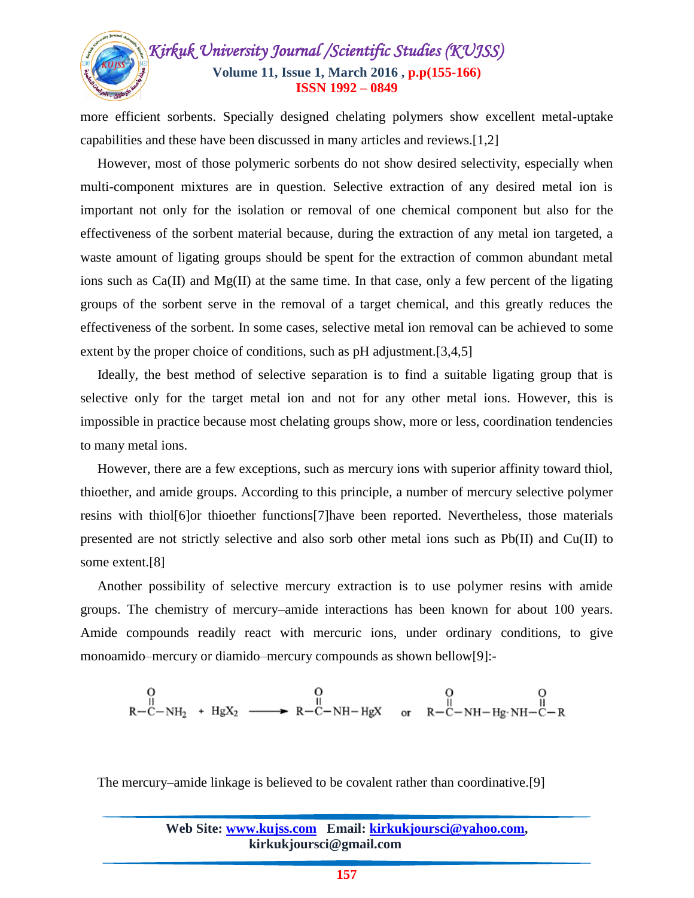more efficient sorbents. Specially designed chelating polymers show excellent metal-uptake capabilities and these have been discussed in many articles and reviews.[1,2]

However, most of those polymeric sorbents do not show desired selectivity, especially when multi-component mixtures are in question. Selective extraction of any desired metal ion is important not only for the isolation or removal of one chemical component but also for the effectiveness of the sorbent material because, during the extraction of any metal ion targeted, a waste amount of ligating groups should be spent for the extraction of common abundant metal ions such as Ca(II) and Mg(II) at the same time. In that case, only a few percent of the ligating groups of the sorbent serve in the removal of a target chemical, and this greatly reduces the effectiveness of the sorbent. In some cases, selective metal ion removal can be achieved to some extent by the proper choice of conditions, such as pH adjustment.[3,4,5]

Ideally, the best method of selective separation is to find a suitable ligating group that is selective only for the target metal ion and not for any other metal ions. However, this is impossible in practice because most chelating groups show, more or less, coordination tendencies to many metal ions.

However, there are a few exceptions, such as mercury ions with superior affinity toward thiol, thioether, and amide groups. According to this principle, a number of mercury selective polymer resins with thiol[6]or thioether functions[7]have been reported. Nevertheless, those materials presented are not strictly selective and also sorb other metal ions such as Pb(II) and Cu(II) to some extent.[8]

Another possibility of selective mercury extraction is to use polymer resins with amide groups. The chemistry of mercury–amide interactions has been known for about 100 years. Amide compounds readily react with mercuric ions, under ordinary conditions, to give monoamido–mercury or diamido–mercury compounds as shown bellow[9]:-

$$R-\overset{O}{\overset{\|}{C}}-NH_2 + HgX_2 \longrightarrow R-\overset{O}{\overset{\|}{C}}-NH-HgX \quad \text{or} \quad R-\overset{O}{\overset{\|}{C}}-NH-Hg\cdot NH-\overset{O}{\overset{\|}{C}}-R$$

The mercury–amide linkage is believed to be covalent rather than coordinative.[9]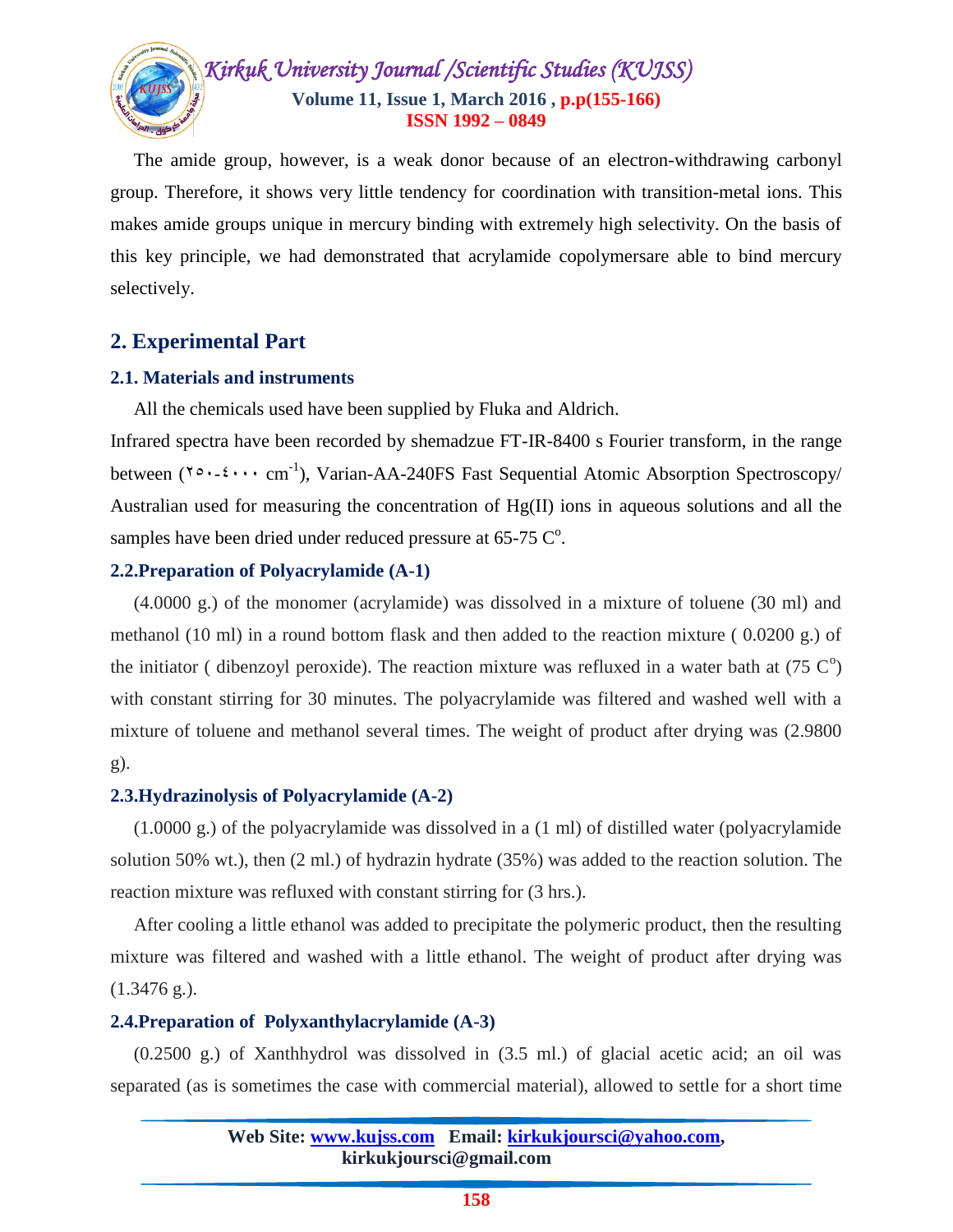The amide group, however, is a weak donor because of an electron-withdrawing carbonyl group. Therefore, it shows very little tendency for coordination with transition-metal ions. This makes amide groups unique in mercury binding with extremely high selectivity. On the basis of this key principle, we had demonstrated that acrylamide copolymersare able to bind mercury selectively.

## 2. Experimental Part

### 2.1. Materials and instruments

All the chemicals used have been supplied by Fluka and Aldrich.

Infrared spectra have been recorded by shemadzue FT-IR-8400 s Fourier transform, in the range between (٢٥٠-٤٠٠٠ $cm^{-1}$), Varian-AA-240FS Fast Sequential Atomic Absorption Spectroscopy/ Australian used for measuring the concentration of Hg(II) ions in aqueous solutions and all the samples have been dried under reduced pressure at 65-75 $C^o$.

### 2.2.Preparation of Polyacrylamide (A-1)

(4.0000 g.) of the monomer (acrylamide) was dissolved in a mixture of toluene (30 ml) and methanol (10 ml) in a round bottom flask and then added to the reaction mixture ( 0.0200 g.) of the initiator ( dibenzoyl peroxide). The reaction mixture was refluxed in a water bath at (75 $C^o$) with constant stirring for 30 minutes. The polyacrylamide was filtered and washed well with a mixture of toluene and methanol several times. The weight of product after drying was (2.9800 g).

### 2.3.Hydrazinolysis of Polyacrylamide (A-2)

(1.0000 g.) of the polyacrylamide was dissolved in a (1 ml) of distilled water (polyacrylamide solution 50% wt.), then (2 ml.) of hydrazin hydrate (35%) was added to the reaction solution. The reaction mixture was refluxed with constant stirring for (3 hrs.).

After cooling a little ethanol was added to precipitate the polymeric product, then the resulting mixture was filtered and washed with a little ethanol. The weight of product after drying was (1.3476 g.).

### 2.4.Preparation of Polyxanthylacrylamide (A-3)

(0.2500 g.) of Xanthhydrol was dissolved in (3.5 ml.) of glacial acetic acid; an oil was separated (as is sometimes the case with commercial material), allowed to settle for a short time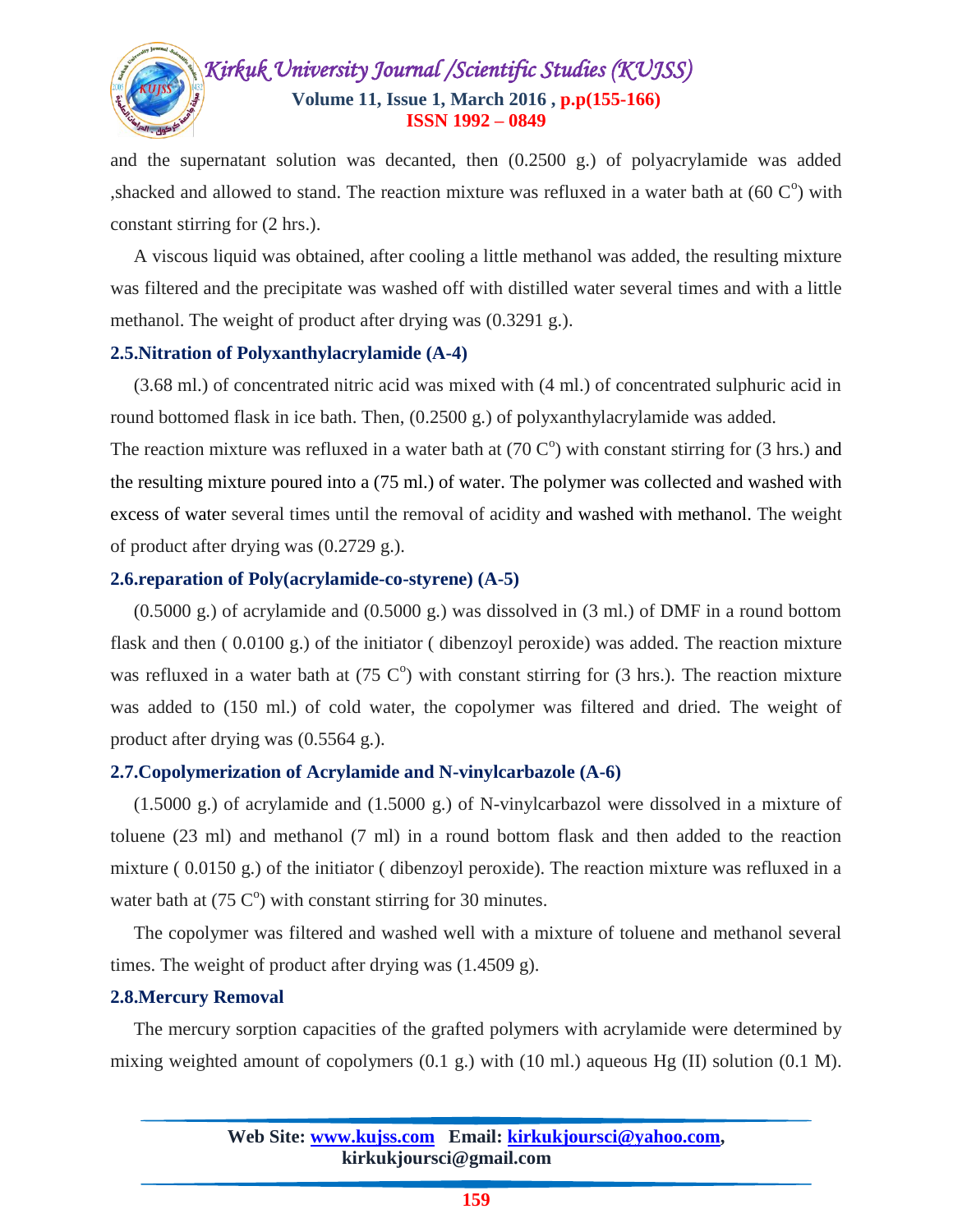and the supernatant solution was decanted, then (0.2500 g.) of polyacrylamide was added ,shacked and allowed to stand. The reaction mixture was refluxed in a water bath at (60 C$^o$) with constant stirring for (2 hrs.).

A viscous liquid was obtained, after cooling a little methanol was added, the resulting mixture was filtered and the precipitate was washed off with distilled water several times and with a little methanol. The weight of product after drying was (0.3291 g.).

### 2.5.Nitration of Polyxanthylacrylamide (A-4)

(3.68 ml.) of concentrated nitric acid was mixed with (4 ml.) of concentrated sulphuric acid in round bottomed flask in ice bath. Then, (0.2500 g.) of polyxanthylacrylamide was added. The reaction mixture was refluxed in a water bath at (70 C$^o$) with constant stirring for (3 hrs.) and the resulting mixture poured into a (75 ml.) of water. The polymer was collected and washed with excess of water several times until the removal of acidity and washed with methanol. The weight of product after drying was (0.2729 g.).

### 2.6.reparation of Poly(acrylamide-co-styrene) (A-5)

(0.5000 g.) of acrylamide and (0.5000 g.) was dissolved in (3 ml.) of DMF in a round bottom flask and then ( 0.0100 g.) of the initiator ( dibenzoyl peroxide) was added. The reaction mixture was refluxed in a water bath at (75 C$^o$) with constant stirring for (3 hrs.). The reaction mixture was added to (150 ml.) of cold water, the copolymer was filtered and dried. The weight of product after drying was (0.5564 g.).

### 2.7.Copolymerization of Acrylamide and N-vinylcarbazole (A-6)

(1.5000 g.) of acrylamide and (1.5000 g.) of N-vinylcarbazol were dissolved in a mixture of toluene (23 ml) and methanol (7 ml) in a round bottom flask and then added to the reaction mixture ( 0.0150 g.) of the initiator ( dibenzoyl peroxide). The reaction mixture was refluxed in a water bath at (75 C$^o$) with constant stirring for 30 minutes.

The copolymer was filtered and washed well with a mixture of toluene and methanol several times. The weight of product after drying was (1.4509 g).

### 2.8.Mercury Removal

The mercury sorption capacities of the grafted polymers with acrylamide were determined by mixing weighted amount of copolymers (0.1 g.) with (10 ml.) aqueous Hg (II) solution (0.1 M).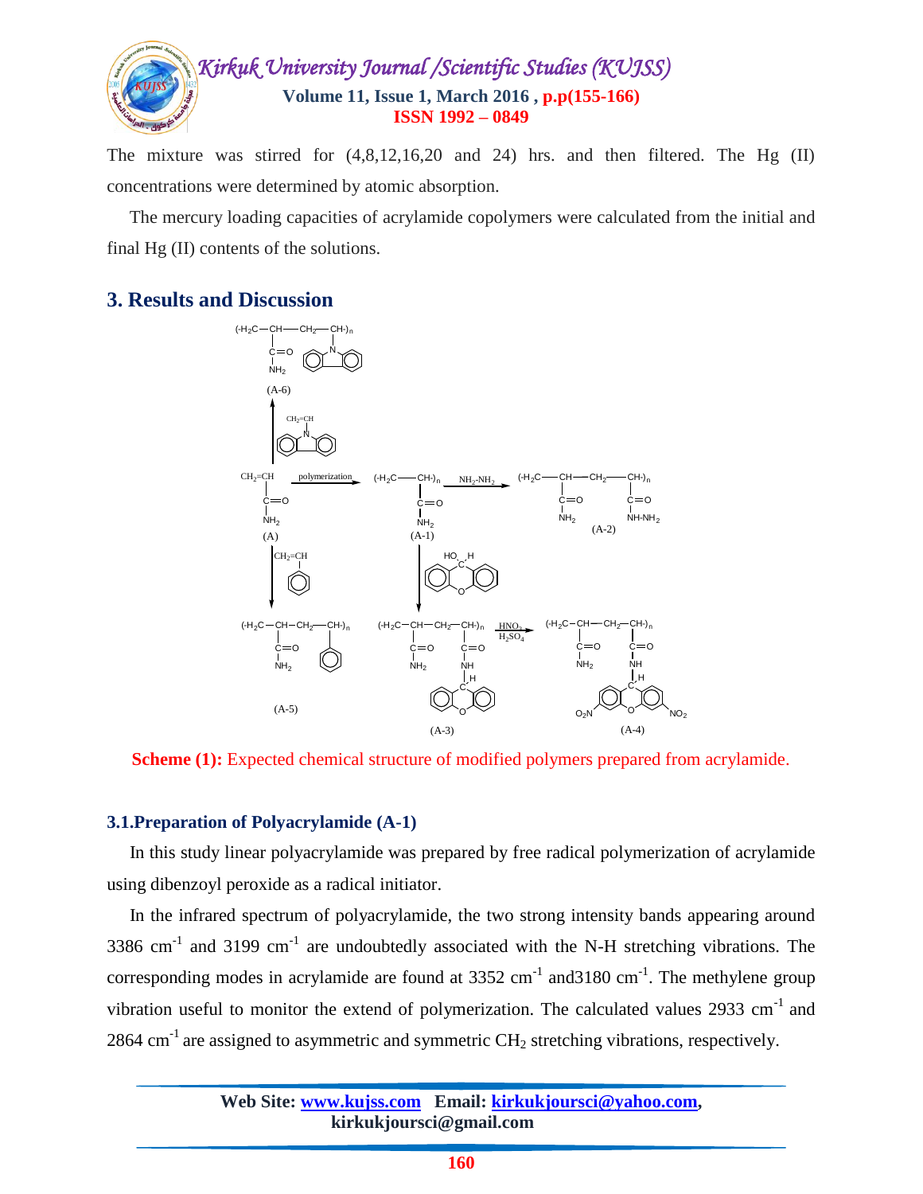The mixture was stirred for (4,8,12,16,20 and 24) hrs. and then filtered. The Hg (II) concentrations were determined by atomic absorption.

The mercury loading capacities of acrylamide copolymers were calculated from the initial and final Hg (II) contents of the solutions.

## 3. Results and Discussion

**Scheme (1):** Expected chemical structure of modified polymers prepared from acrylamide.

### 3.1.Preparation of Polyacrylamide (A-1)

In this study linear polyacrylamide was prepared by free radical polymerization of acrylamide using dibenzoyl peroxide as a radical initiator.

In the infrared spectrum of polyacrylamide, the two strong intensity bands appearing around 3386 $cm^{-1}$ and 3199 $cm^{-1}$ are undoubtedly associated with the N-H stretching vibrations. The corresponding modes in acrylamide are found at 3352 $cm^{-1}$ and3180 $cm^{-1}$. The methylene group vibration useful to monitor the extend of polymerization. The calculated values 2933 $cm^{-1}$ and 2864 $cm^{-1}$ are assigned to asymmetric and symmetric $CH_2$ stretching vibrations, respectively.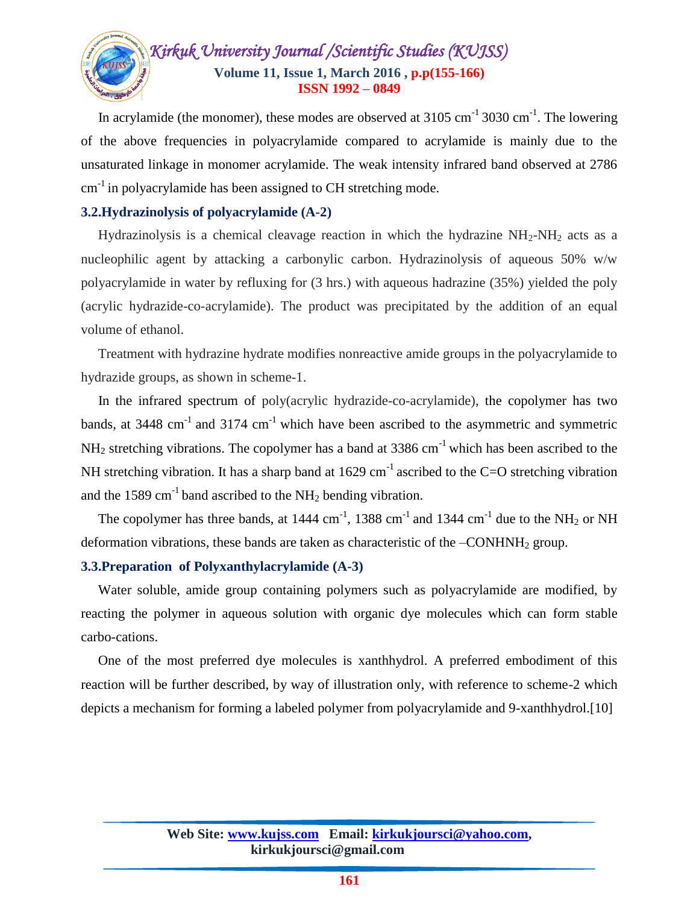In acrylamide (the monomer), these modes are observed at 3105 $cm^{-1}$ 3030 $cm^{-1}$. The lowering of the above frequencies in polyacrylamide compared to acrylamide is mainly due to the unsaturated linkage in monomer acrylamide. The weak intensity infrared band observed at 2786 $cm^{-1}$ in polyacrylamide has been assigned to CH stretching mode.

### 3.2.Hydrazinolysis of polyacrylamide (A-2)

Hydrazinolysis is a chemical cleavage reaction in which the hydrazine $NH_2$-$NH_2$ acts as a nucleophilic agent by attacking a carbonylic carbon. Hydrazinolysis of aqueous 50% w/w polyacrylamide in water by refluxing for (3 hrs.) with aqueous hadrazine (35%) yielded the poly (acrylic hydrazide-co-acrylamide). The product was precipitated by the addition of an equal volume of ethanol.

Treatment with hydrazine hydrate modifies nonreactive amide groups in the polyacrylamide to hydrazide groups, as shown in scheme-1.

In the infrared spectrum of poly(acrylic hydrazide-co-acrylamide), the copolymer has two bands, at 3448 $cm^{-1}$ and 3174 $cm^{-1}$ which have been ascribed to the asymmetric and symmetric $NH_2$ stretching vibrations. The copolymer has a band at 3386 $cm^{-1}$ which has been ascribed to the NH stretching vibration. It has a sharp band at 1629 $cm^{-1}$ ascribed to the C=O stretching vibration and the 1589 $cm^{-1}$ band ascribed to the $NH_2$ bending vibration.

The copolymer has three bands, at 1444 $cm^{-1}$, 1388 $cm^{-1}$ and 1344 $cm^{-1}$ due to the $NH_2$ or NH deformation vibrations, these bands are taken as characteristic of the –$CONHNH_2$ group.

### 3.3.Preparation of Polyxanthylacrylamide (A-3)

Water soluble, amide group containing polymers such as polyacrylamide are modified, by reacting the polymer in aqueous solution with organic dye molecules which can form stable carbo-cations.

One of the most preferred dye molecules is xanthhydrol. A preferred embodiment of this reaction will be further described, by way of illustration only, with reference to scheme-2 which depicts a mechanism for forming a labeled polymer from polyacrylamide and 9-xanthhydrol.[10]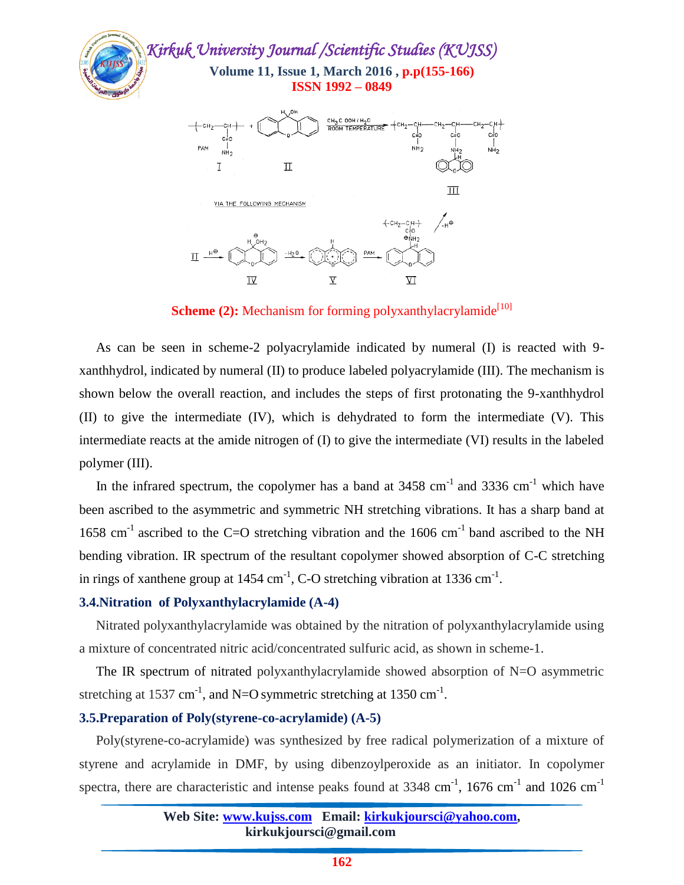**Scheme (2):** Mechanism for forming polyxanthylacrylamide[10]

As can be seen in scheme-2 polyacrylamide indicated by numeral (I) is reacted with 9-xanthhydrol, indicated by numeral (II) to produce labeled polyacrylamide (III). The mechanism is shown below the overall reaction, and includes the steps of first protonating the 9-xanthhydrol (II) to give the intermediate (IV), which is dehydrated to form the intermediate (V). This intermediate reacts at the amide nitrogen of (I) to give the intermediate (VI) results in the labeled polymer (III).

In the infrared spectrum, the copolymer has a band at 3458 $cm^{-1}$ and 3336 $cm^{-1}$ which have been ascribed to the asymmetric and symmetric NH stretching vibrations. It has a sharp band at 1658 $cm^{-1}$ ascribed to the C=O stretching vibration and the 1606 $cm^{-1}$ band ascribed to the NH bending vibration. IR spectrum of the resultant copolymer showed absorption of C-C stretching in rings of xanthene group at 1454 $cm^{-1}$, C-O stretching vibration at 1336 $cm^{-1}$.

### 3.4.Nitration of Polyxanthylacrylamide (A-4)

Nitrated polyxanthylacrylamide was obtained by the nitration of polyxanthylacrylamide using a mixture of concentrated nitric acid/concentrated sulfuric acid, as shown in scheme-1.

The IR spectrum of nitrated polyxanthylacrylamide showed absorption of N=O asymmetric stretching at 1537 $cm^{-1}$, and N=O symmetric stretching at 1350 $cm^{-1}$.

### 3.5.Preparation of Poly(styrene-co-acrylamide) (A-5)

Poly(styrene-co-acrylamide) was synthesized by free radical polymerization of a mixture of styrene and acrylamide in DMF, by using dibenzoylperoxide as an initiator. In copolymer spectra, there are characteristic and intense peaks found at 3348 $cm^{-1}$, 1676 $cm^{-1}$ and 1026 $cm^{-1}$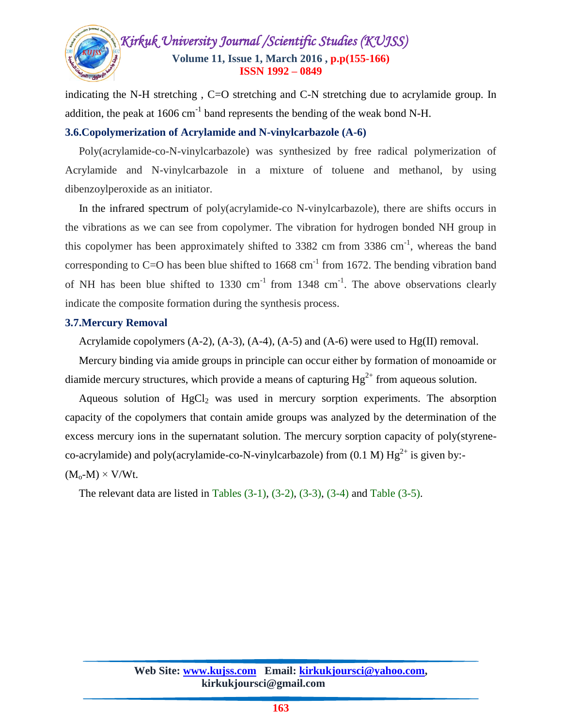indicating the N-H stretching , C=O stretching and C-N stretching due to acrylamide group. In addition, the peak at 1606 $cm^{-1}$ band represents the bending of the weak bond N-H.

### 3.6.Copolymerization of Acrylamide and N-vinylcarbazole (A-6)

Poly(acrylamide-co-N-vinylcarbazole) was synthesized by free radical polymerization of Acrylamide and N-vinylcarbazole in a mixture of toluene and methanol, by using dibenzoylperoxide as an initiator.

In the infrared spectrum of poly(acrylamide-co N-vinylcarbazole), there are shifts occurs in the vibrations as we can see from copolymer. The vibration for hydrogen bonded NH group in this copolymer has been approximately shifted to 3382 cm from 3386 $cm^{-1}$, whereas the band corresponding to C=O has been blue shifted to 1668 $cm^{-1}$ from 1672. The bending vibration band of NH has been blue shifted to 1330 $cm^{-1}$ from 1348 $cm^{-1}$. The above observations clearly indicate the composite formation during the synthesis process.

### 3.7.Mercury Removal

Acrylamide copolymers (A-2), (A-3), (A-4), (A-5) and (A-6) were used to Hg(II) removal.

Mercury binding via amide groups in principle can occur either by formation of monoamide or diamide mercury structures, which provide a means of capturing $Hg^{2+}$ from aqueous solution.

Aqueous solution of $HgCl_2$ was used in mercury sorption experiments. The absorption capacity of the copolymers that contain amide groups was analyzed by the determination of the excess mercury ions in the supernatant solution. The mercury sorption capacity of poly(styrene-co-acrylamide) and poly(acrylamide-co-N-vinylcarbazole) from (0.1 M) $Hg^{2+}$ is given by:-

$(M_o\text{-}M) \times V/Wt$.

The relevant data are listed in Tables (3-1), (3-2), (3-3), (3-4) and Table (3-5).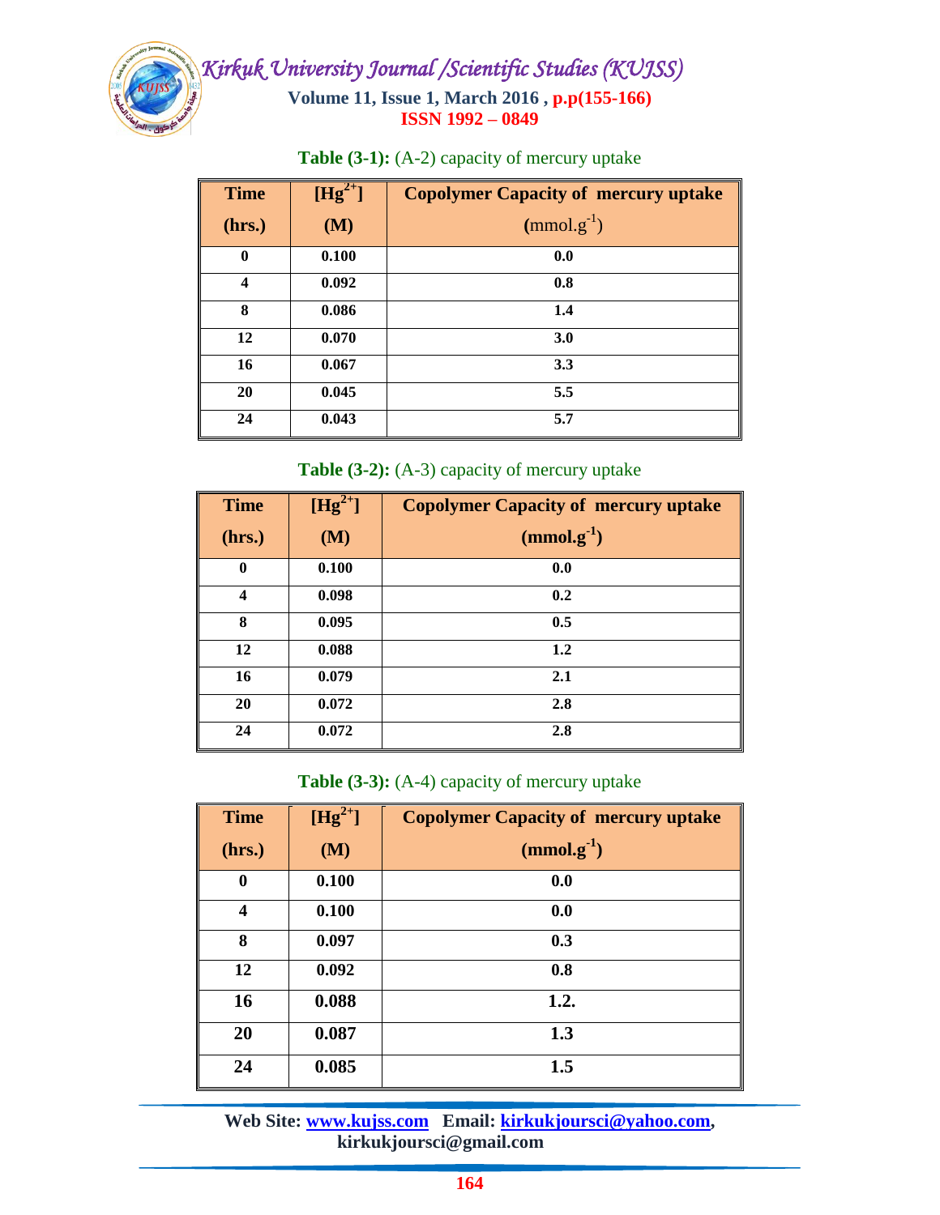**Table (3-1):** (A-2) capacity of mercury uptake

| Time (hrs.) | $[Hg^{2+}]$ (M) | Copolymer Capacity of mercury uptake ($mmol.g^{-1}$) |
|---|---|---|
| 0 | 0.100 | 0.0 |
| 4 | 0.092 | 0.8 |
| 8 | 0.086 | 1.4 |
| 12 | 0.070 | 3.0 |
| 16 | 0.067 | 3.3 |
| 20 | 0.045 | 5.5 |
| 24 | 0.043 | 5.7 |

**Table (3-2):** (A-3) capacity of mercury uptake

| Time (hrs.) | $[Hg^{2+}]$ (M) | Copolymer Capacity of mercury uptake ($mmol.g^{-1}$) |
|---|---|---|
| 0 | 0.100 | 0.0 |
| 4 | 0.098 | 0.2 |
| 8 | 0.095 | 0.5 |
| 12 | 0.088 | 1.2 |
| 16 | 0.079 | 2.1 |
| 20 | 0.072 | 2.8 |
| 24 | 0.072 | 2.8 |

**Table (3-3):** (A-4) capacity of mercury uptake

| Time (hrs.) | $[Hg^{2+}]$ (M) | Copolymer Capacity of mercury uptake ($mmol.g^{-1}$) |
|---|---|---|
| 0 | 0.100 | 0.0 |
| 4 | 0.100 | 0.0 |
| 8 | 0.097 | 0.3 |
| 12 | 0.092 | 0.8 |
| 16 | 0.088 | 1.2. |
| 20 | 0.087 | 1.3 |
| 24 | 0.085 | 1.5 |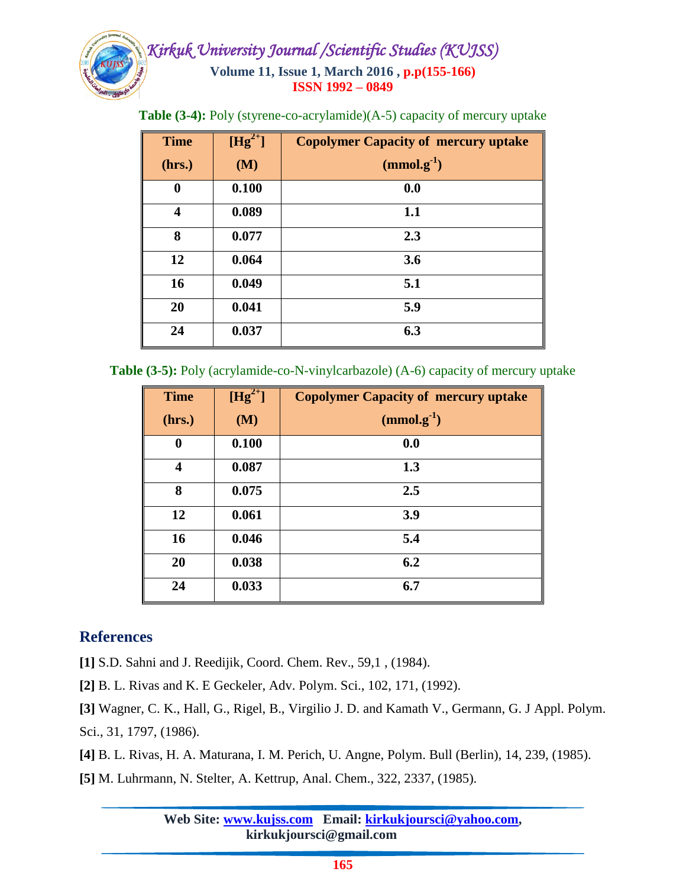**Table (3-4):** Poly (styrene-co-acrylamide)(A-5) capacity of mercury uptake

| Time (hrs.) | $[Hg^{2+}]$ (M) | Copolymer Capacity of mercury uptake ($mmol.g^{-1}$) |
|---|---|---|
| 0 | 0.100 | 0.0 |
| 4 | 0.089 | 1.1 |
| 8 | 0.077 | 2.3 |
| 12 | 0.064 | 3.6 |
| 16 | 0.049 | 5.1 |
| 20 | 0.041 | 5.9 |
| 24 | 0.037 | 6.3 |

**Table (3-5):** Poly (acrylamide-co-N-vinylcarbazole) (A-6) capacity of mercury uptake

| Time (hrs.) | $[Hg^{2+}]$ (M) | Copolymer Capacity of mercury uptake ($mmol.g^{-1}$) |
|---|---|---|
| 0 | 0.100 | 0.0 |
| 4 | 0.087 | 1.3 |
| 8 | 0.075 | 2.5 |
| 12 | 0.061 | 3.9 |
| 16 | 0.046 | 5.4 |
| 20 | 0.038 | 6.2 |
| 24 | 0.033 | 6.7 |

## References

**[1]** S.D. Sahni and J. Reedijik, Coord. Chem. Rev., 59,1 , (1984).

**[2]** B. L. Rivas and K. E Geckeler, Adv. Polym. Sci., 102, 171, (1992).

**[3]** Wagner, C. K., Hall, G., Rigel, B., Virgilio J. D. and Kamath V., Germann, G. J Appl. Polym. Sci., 31, 1797, (1986).

**[4]** B. L. Rivas, H. A. Maturana, I. M. Perich, U. Angne, Polym. Bull (Berlin), 14, 239, (1985).

**[5]** M. Luhrmann, N. Stelter, A. Kettrup, Anal. Chem., 322, 2337, (1985).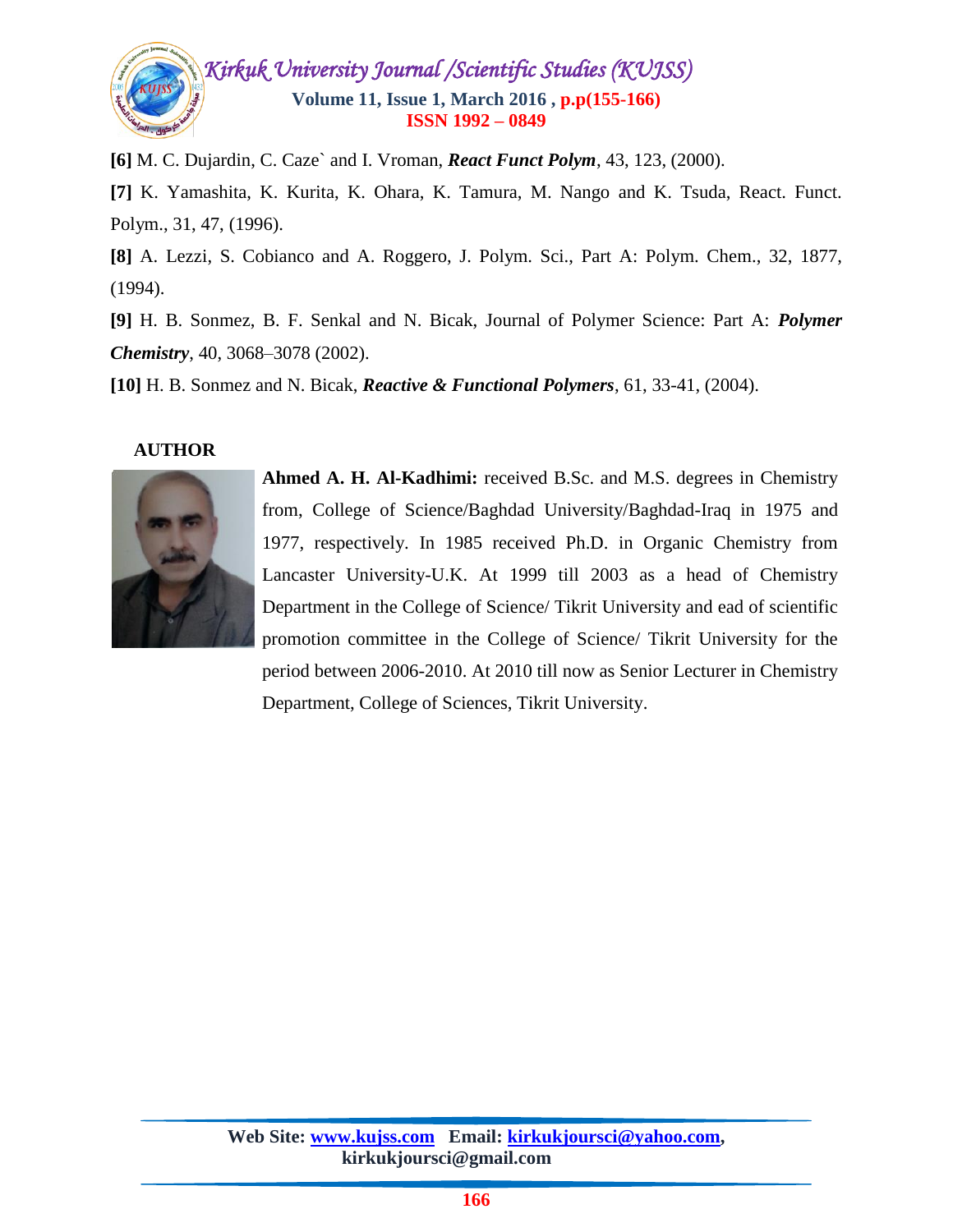**[6]** M. C. Dujardin, C. Caze` and I. Vroman, ***React Funct Polym***, 43, 123, (2000).

**[7]** K. Yamashita, K. Kurita, K. Ohara, K. Tamura, M. Nango and K. Tsuda, React. Funct. Polym., 31, 47, (1996).

**[8]** A. Lezzi, S. Cobianco and A. Roggero, J. Polym. Sci., Part A: Polym. Chem., 32, 1877, (1994).

**[9]** H. B. Sonmez, B. F. Senkal and N. Bicak, Journal of Polymer Science: Part A: ***Polymer Chemistry***, 40, 3068–3078 (2002).

**[10]** H. B. Sonmez and N. Bicak, ***Reactive & Functional Polymers***, 61, 33-41, (2004).

## AUTHOR

**Ahmed A. H. Al-Kadhimi:** received B.Sc. and M.S. degrees in Chemistry from, College of Science/Baghdad University/Baghdad-Iraq in 1975 and 1977, respectively. In 1985 received Ph.D. in Organic Chemistry from Lancaster University-U.K. At 1999 till 2003 as a head of Chemistry Department in the College of Science/ Tikrit University and ead of scientific promotion committee in the College of Science/ Tikrit University for the period between 2006-2010. At 2010 till now as Senior Lecturer in Chemistry Department, College of Sciences, Tikrit University.